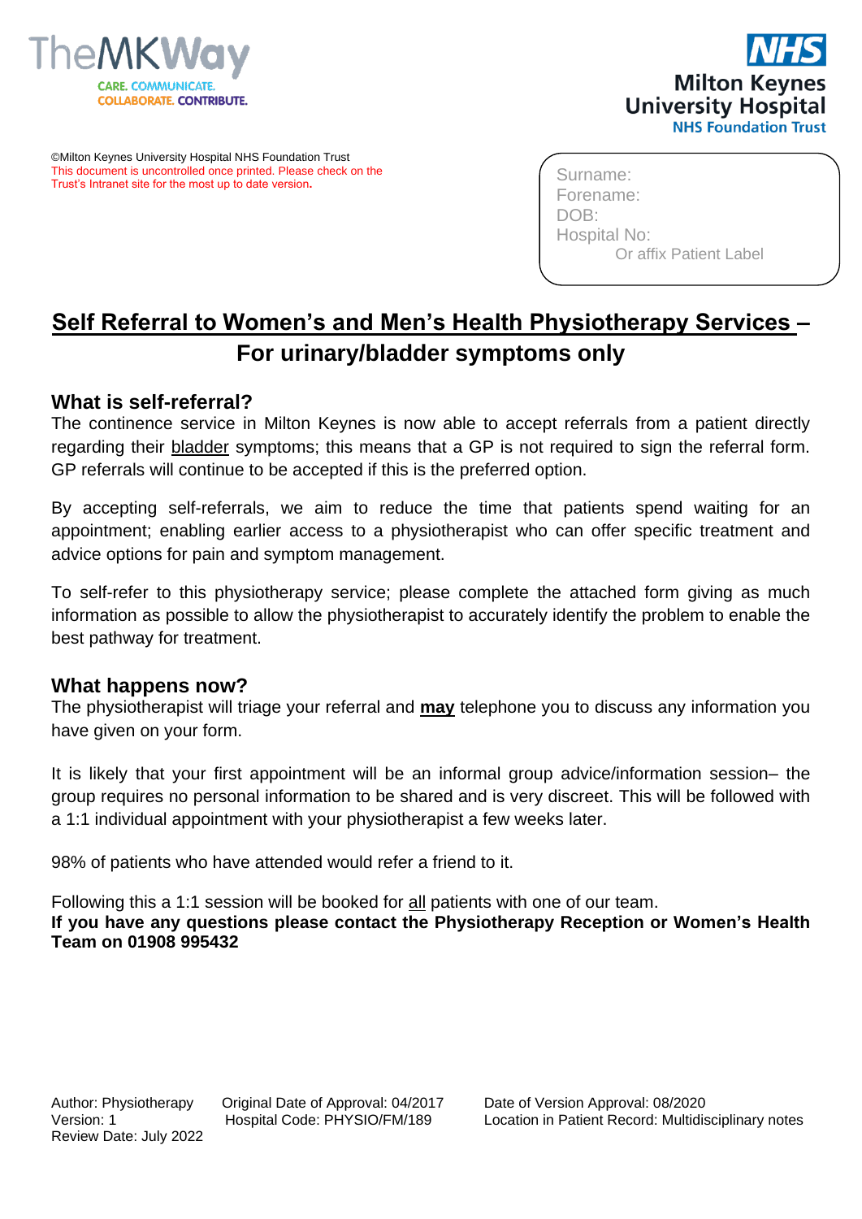TheMKWay

CARE. COMMUNICATE. COLLABORATE. CONTRIBUTE.

NHS Milton Keynes University Hospital NHS Foundation Trust

©Milton Keynes University Hospital NHS Foundation Trust
This document is uncontrolled once printed. Please check on the Trust's Intranet site for the most up to date version.

Surname:
Forename:
DOB:
Hospital No:
Or affix Patient Label

# Self Referral to Women's and Men's Health Physiotherapy Services – For urinary/bladder symptoms only

## What is self-referral?

The continence service in Milton Keynes is now able to accept referrals from a patient directly regarding their bladder symptoms; this means that a GP is not required to sign the referral form. GP referrals will continue to be accepted if this is the preferred option.

By accepting self-referrals, we aim to reduce the time that patients spend waiting for an appointment; enabling earlier access to a physiotherapist who can offer specific treatment and advice options for pain and symptom management.

To self-refer to this physiotherapy service; please complete the attached form giving as much information as possible to allow the physiotherapist to accurately identify the problem to enable the best pathway for treatment.

## What happens now?

The physiotherapist will triage your referral and **may** telephone you to discuss any information you have given on your form.

It is likely that your first appointment will be an informal group advice/information session– the group requires no personal information to be shared and is very discreet. This will be followed with a 1:1 individual appointment with your physiotherapist a few weeks later.

98% of patients who have attended would refer a friend to it.

Following this a 1:1 session will be booked for all patients with one of our team.
**If you have any questions please contact the Physiotherapy Reception or Women's Health Team on 01908 995432**

Author: Physiotherapy
Version: 1
Review Date: July 2022
Original Date of Approval: 04/2017
Hospital Code: PHYSIO/FM/189
Date of Version Approval: 08/2020
Location in Patient Record: Multidisciplinary notes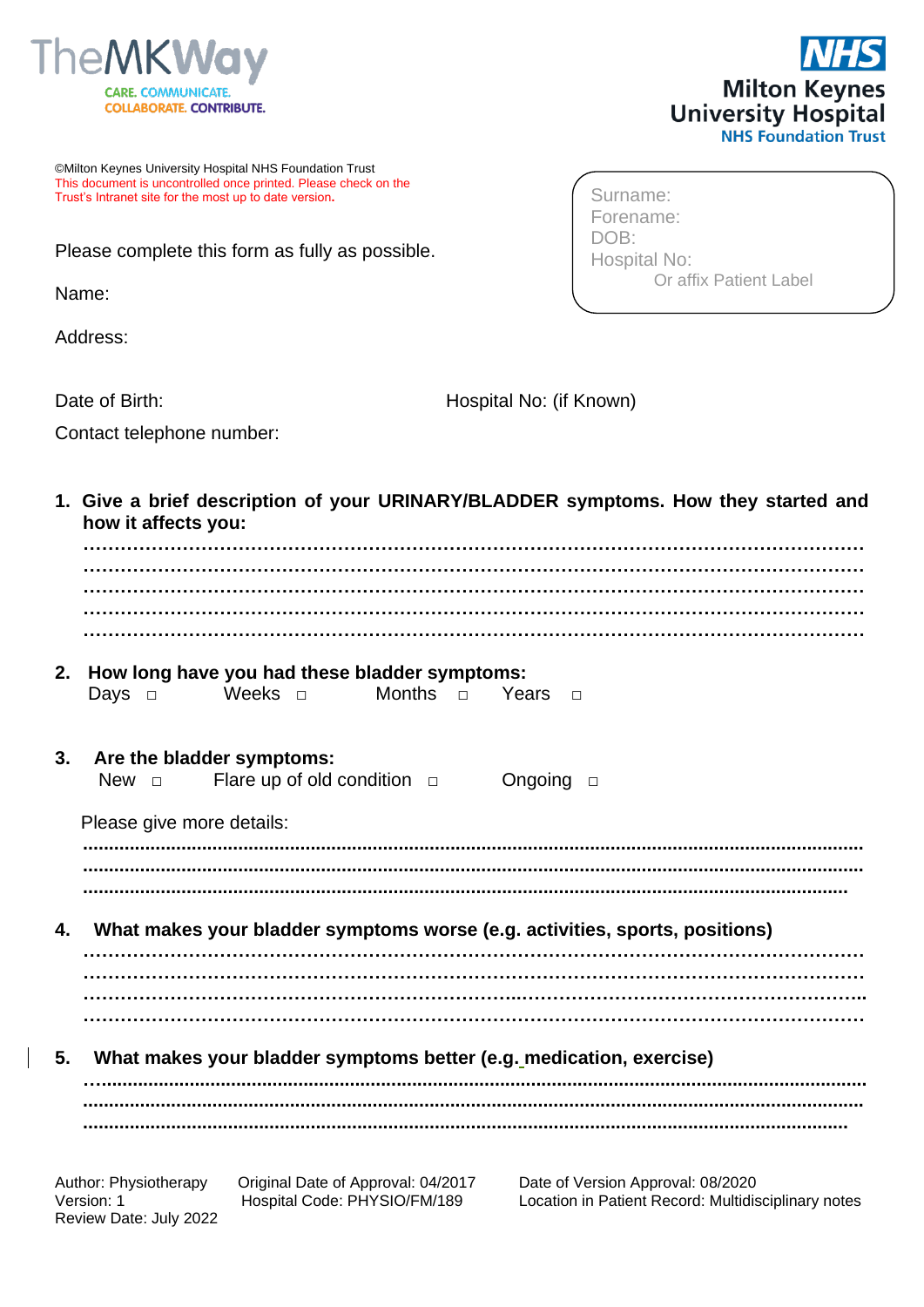TheMKWay

CARE. COMMUNICATE. COLLABORATE. CONTRIBUTE.

NHS
Milton Keynes University Hospital
NHS Foundation Trust

©Milton Keynes University Hospital NHS Foundation Trust
This document is uncontrolled once printed. Please check on the Trust's Intranet site for the most up to date version.

Surname:
Forename:
DOB:
Hospital No:
Or affix Patient Label

Please complete this form as fully as possible.

Name:

Address:

Date of Birth: Hospital No: (if Known)

Contact telephone number:

1. **Give a brief description of your URINARY/BLADDER symptoms. How they started and how it affects you:**

…………………………………………………………………………………………………………
…………………………………………………………………………………………………………
…………………………………………………………………………………………………………
…………………………………………………………………………………………………………
…………………………………………………………………………………………………………

2. **How long have you had these bladder symptoms:**

Days □ Weeks □ Months □ Years □

3. **Are the bladder symptoms:**

New □ Flare up of old condition □ Ongoing □

Please give more details:

…………………………………………………………………………………………………………
…………………………………………………………………………………………………………
…………………………………………………………………………………………………………

4. **What makes your bladder symptoms worse (e.g. activities, sports, positions)**

…………………………………………………………………………………………………………
…………………………………………………………………………………………………………
…………………………………………………………………………………………………………
…………………………………………………………………………………………………………

5. **What makes your bladder symptoms better (e.g. medication, exercise)**

…………………………………………………………………………………………………………
…………………………………………………………………………………………………………
…………………………………………………………………………………………………………

Author: Physiotherapy
Version: 1
Review Date: July 2022

Original Date of Approval: 04/2017
Hospital Code: PHYSIO/FM/189

Date of Version Approval: 08/2020
Location in Patient Record: Multidisciplinary notes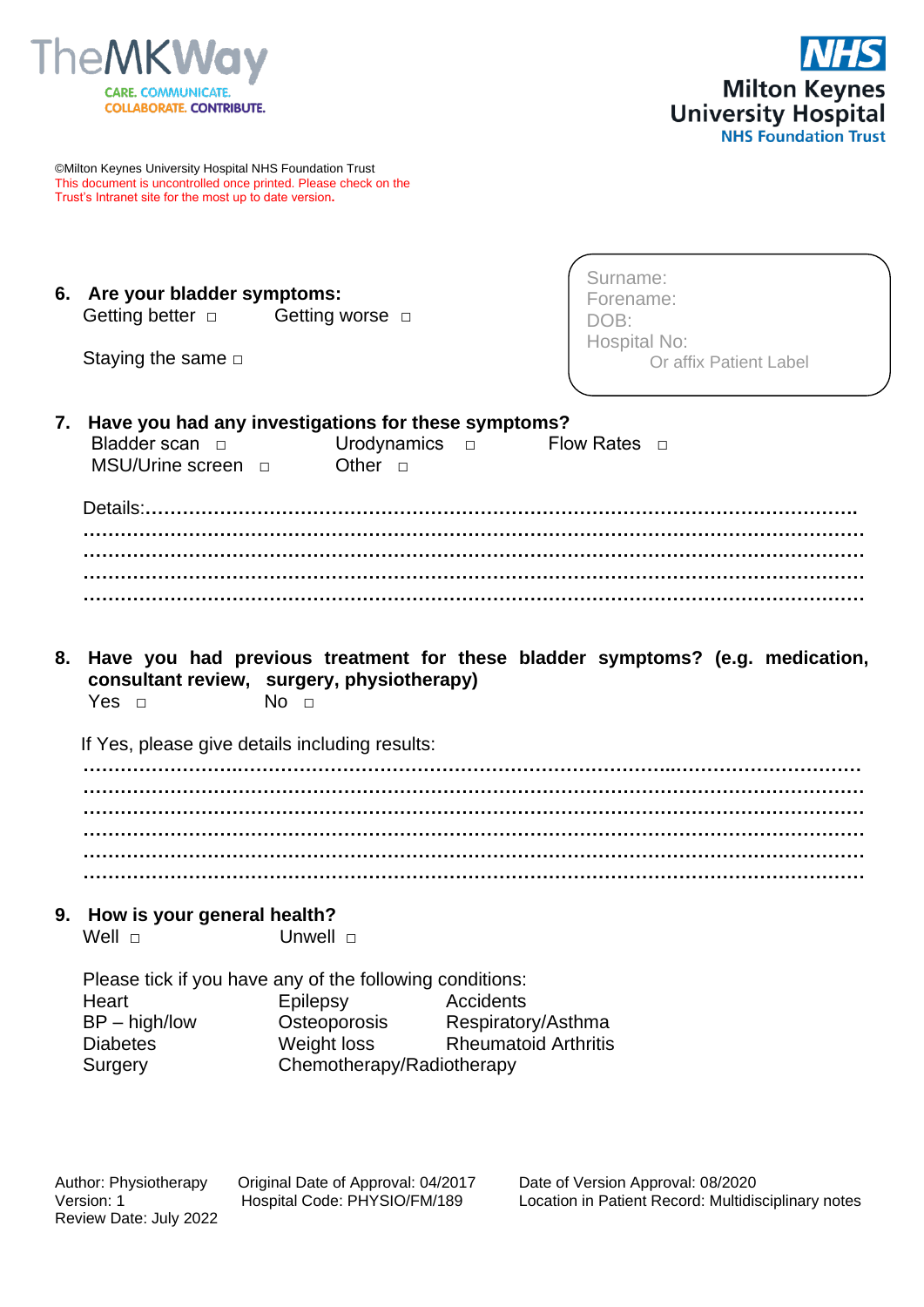©Milton Keynes University Hospital NHS Foundation Trust
This document is uncontrolled once printed. Please check on the Trust's Intranet site for the most up to date version.

Surname:
Forename:
DOB:
Hospital No:
Or affix Patient Label

**6. Are your bladder symptoms:**

Getting better ☐ Getting worse ☐

Staying the same ☐

**7. Have you had any investigations for these symptoms?**

Bladder scan ☐ Urodynamics ☐ Flow Rates ☐
MSU/Urine screen ☐ Other ☐

Details:……………………………………………………………………………………………….
…………………………………………………………………………………………………………
…………………………………………………………………………………………………………
…………………………………………………………………………………………………………
…………………………………………………………………………………………………………

**8. Have you had previous treatment for these bladder symptoms? (e.g. medication, consultant review, surgery, physiotherapy)**

Yes ☐ No ☐

If Yes, please give details including results:
…………………………………………………………………………………………………………
…………………………………………………………………………………………………………
…………………………………………………………………………………………………………
…………………………………………………………………………………………………………
…………………………………………………………………………………………………………
…………………………………………………………………………………………………………

**9. How is your general health?**

Well ☐ Unwell ☐

Please tick if you have any of the following conditions:

| | | |
|---|---|---|
| Heart | Epilepsy | Accidents |
| BP – high/low | Osteoporosis | Respiratory/Asthma |
| Diabetes | Weight loss | Rheumatoid Arthritis |
| Surgery | Chemotherapy/Radiotherapy | |

Author: Physiotherapy
Version: 1
Review Date: July 2022
Original Date of Approval: 04/2017
Hospital Code: PHYSIO/FM/189
Date of Version Approval: 08/2020
Location in Patient Record: Multidisciplinary notes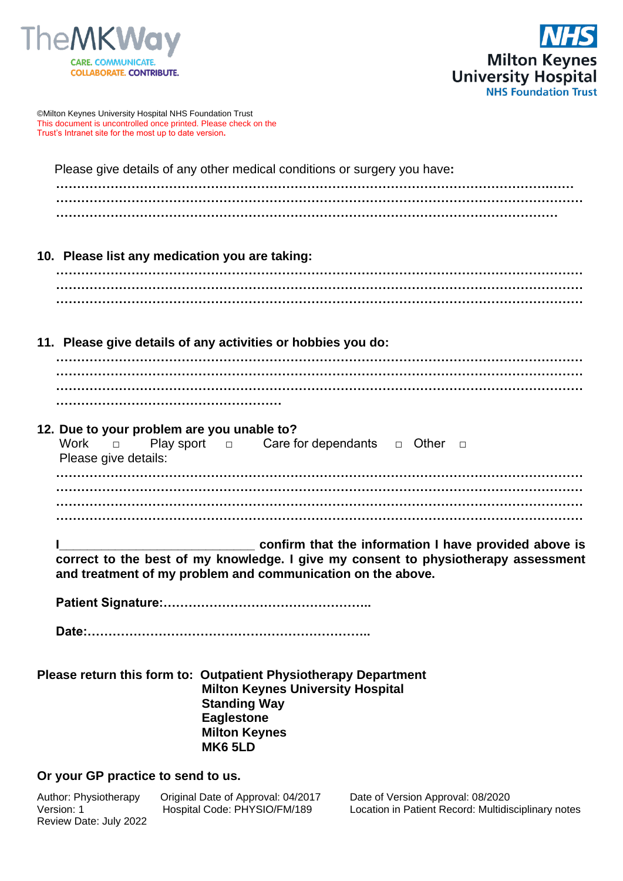The MK Way
CARE. COMMUNICATE. COLLABORATE. CONTRIBUTE.

NHS
Milton Keynes University Hospital
NHS Foundation Trust

©Milton Keynes University Hospital NHS Foundation Trust
This document is uncontrolled once printed. Please check on the Trust's Intranet site for the most up to date version.

Please give details of any other medical conditions or surgery you have**:**
………………………………………………………………………………………………………
………………………………………………………………………………………………………
………………………………………………………………………………………………………

**10. Please list any medication you are taking:**
………………………………………………………………………………………………………
………………………………………………………………………………………………………
………………………………………………………………………………………………………

**11. Please give details of any activities or hobbies you do:**
………………………………………………………………………………………………………
………………………………………………………………………………………………………
………………………………………………………………………………………………………
…………………………………………………

**12. Due to your problem are you unable to?**
Work □ Play sport □ Care for dependants □ Other □
Please give details:
………………………………………………………………………………………………………
………………………………………………………………………………………………………
………………………………………………………………………………………………………
………………………………………………………………………………………………………

**I\_\_\_\_\_\_\_\_\_\_\_\_\_\_\_\_\_\_\_\_\_\_\_\_\_\_\_\_\_\_ confirm that the information I have provided above is correct to the best of my knowledge. I give my consent to physiotherapy assessment and treatment of my problem and communication on the above.**

**Patient Signature:…………………………………………..**

**Date:…………………………………………………………..**

**Please return this form to: Outpatient Physiotherapy Department**
**Milton Keynes University Hospital**
**Standing Way**
**Eaglestone**
**Milton Keynes**
**MK6 5LD**

**Or your GP practice to send us.**

Author: Physiotherapy
Version: 1
Review Date: July 2022
Original Date of Approval: 04/2017
Hospital Code: PHYSIO/FM/189
Date of Version Approval: 08/2020
Location in Patient Record: Multidisciplinary notes